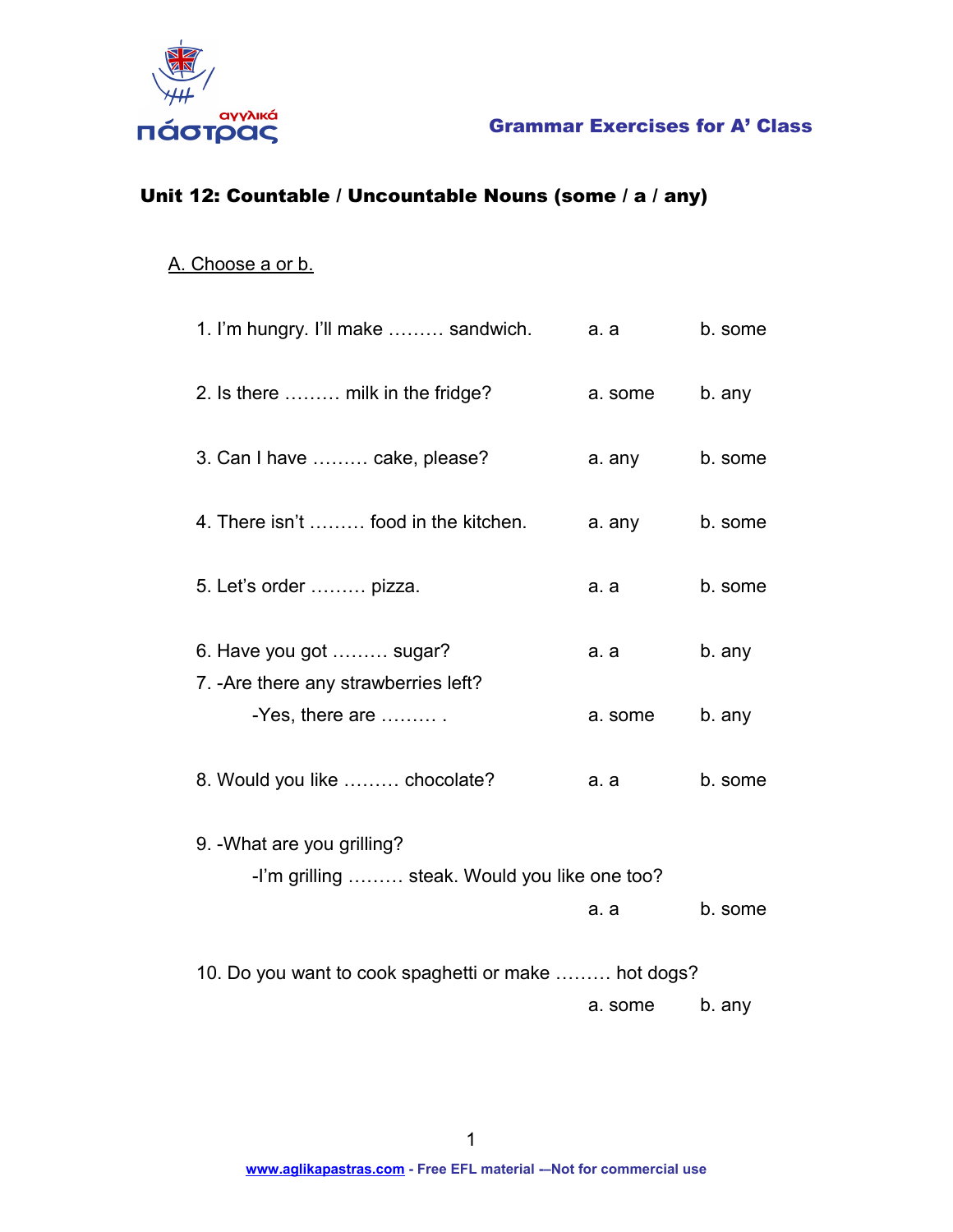## Unit 12: Countable / Uncountable Nouns (some / a / any)

### A. Choose a or b.

1. I'm hungry. I'll make ……… sandwich. a. a b. some

2. Is there ……… milk in the fridge? a. some b. any

3. Can I have ……… cake, please? a. any b. some

4. There isn't ……… food in the kitchen. a. any b. some

5. Let's order ……… pizza. a. a b. some

6. Have you got ……… sugar? a. a b. any

7. -Are there any strawberries left?
   -Yes, there are ……… . a. some b. any

8. Would you like ……… chocolate? a. a b. some

9. -What are you grilling?
   -I'm grilling ……… steak. Would you like one too?
   a. a b. some

10. Do you want to cook spaghetti or make ……… hot dogs?
    a. some b. any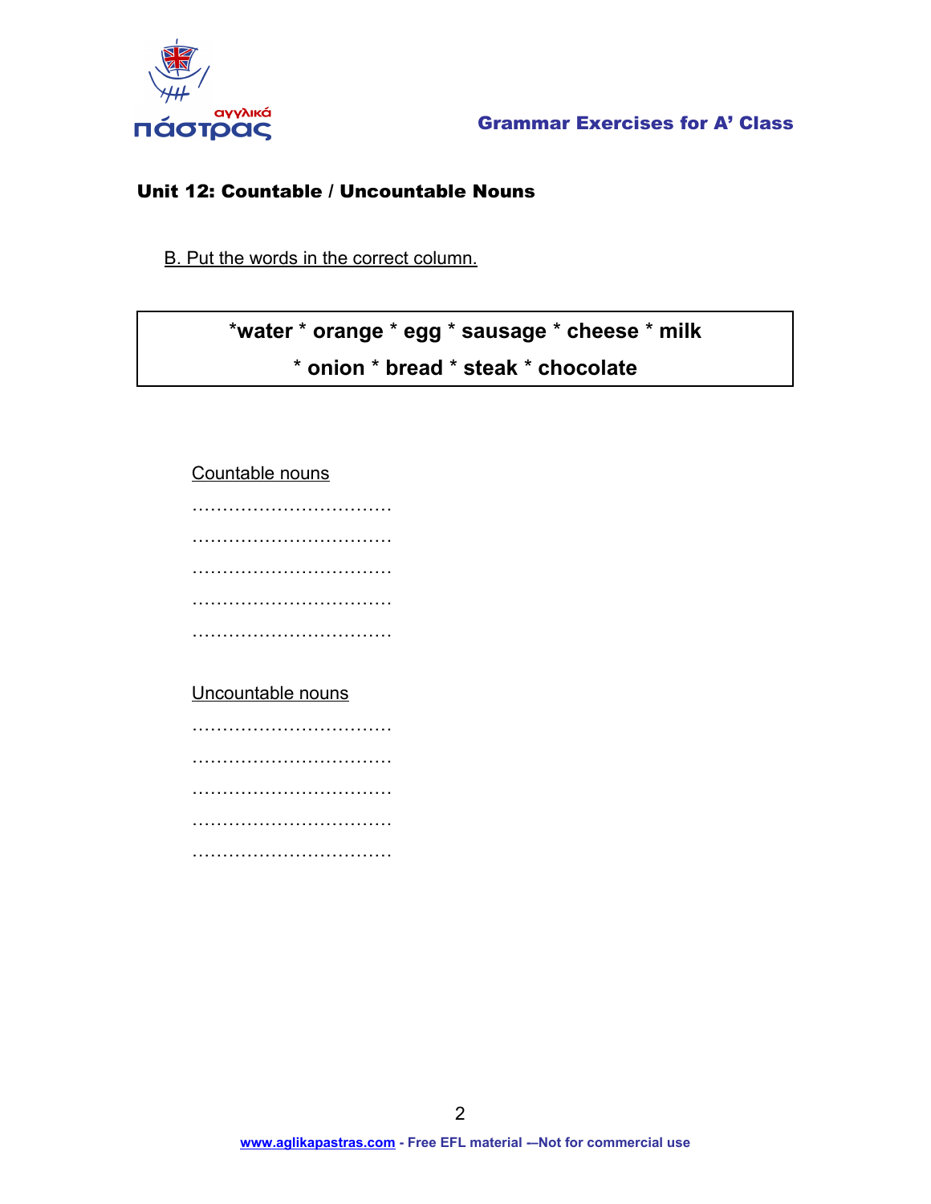# Unit 12: Countable / Uncountable Nouns

B. Put the words in the correct column.

*water * orange * egg * sausage * cheese * milk
* onion * bread * steak * chocolate

Countable nouns

……………………………

……………………………

……………………………

……………………………

……………………………

Uncountable nouns

……………………………

……………………………

……………………………

……………………………

……………………………

www.aglikapastras.com - Free EFL material -–Not for commercial use